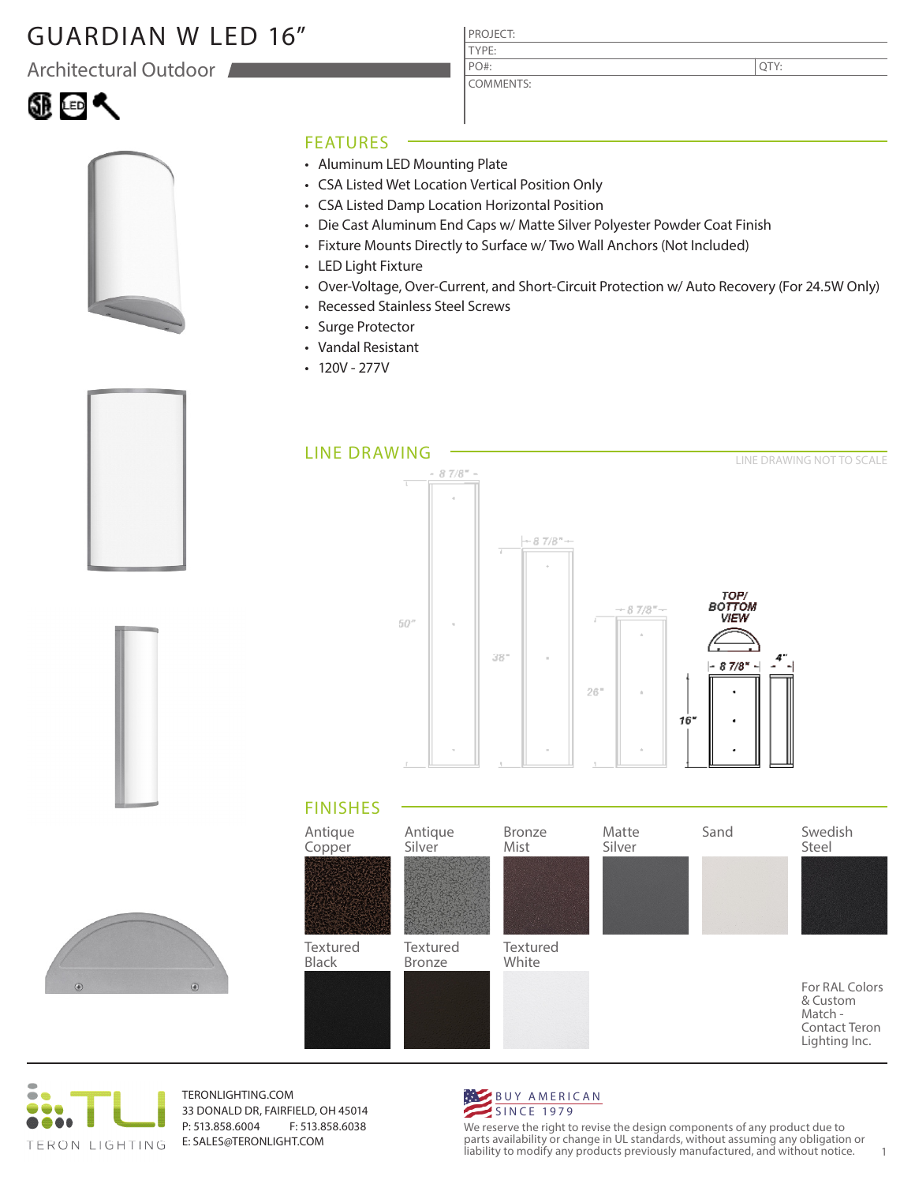# GUARDIAN W LED 16"

## Architectural Outdoor

| PROJECT: | |
|---|---|
| TYPE: | |
| PO#: | QTY: |
| COMMENTS: | |

## FEATURES

- Aluminum LED Mounting Plate
- CSA Listed Wet Location Vertical Position Only
- CSA Listed Damp Location Horizontal Position
- Die Cast Aluminum End Caps w/ Matte Silver Polyester Powder Coat Finish
- Fixture Mounts Directly to Surface w/ Two Wall Anchors (Not Included)
- LED Light Fixture
- Over-Voltage, Over-Current, and Short-Circuit Protection w/ Auto Recovery (For 24.5W Only)
- Recessed Stainless Steel Screws
- Surge Protector
- Vandal Resistant
- 120V - 277V

## LINE DRAWING

LINE DRAWING NOT TO SCALE

8 7/8" — 50"
8 7/8" — 38"
8 7/8" — 26"
TOP/ BOTTOM VIEW — 8 7/8" — 4" — 16"

## FINISHES

- Antique Copper
- Antique Silver
- Bronze Mist
- Matte Silver
- Sand
- Swedish Steel
- Textured Black
- Textured Bronze
- Textured White

For RAL Colors & Custom Match - Contact Teron Lighting Inc.

TERONLIGHTING.COM
33 DONALD DR, FAIRFIELD, OH 45014
P: 513.858.6004 F: 513.858.6038
E: SALES@TERONLIGHT.COM

BUY AMERICAN SINCE 1979

We reserve the right to revise the design components of any product due to parts availability or change in UL standards, without assuming any obligation or liability to modify any products previously manufactured, and without notice.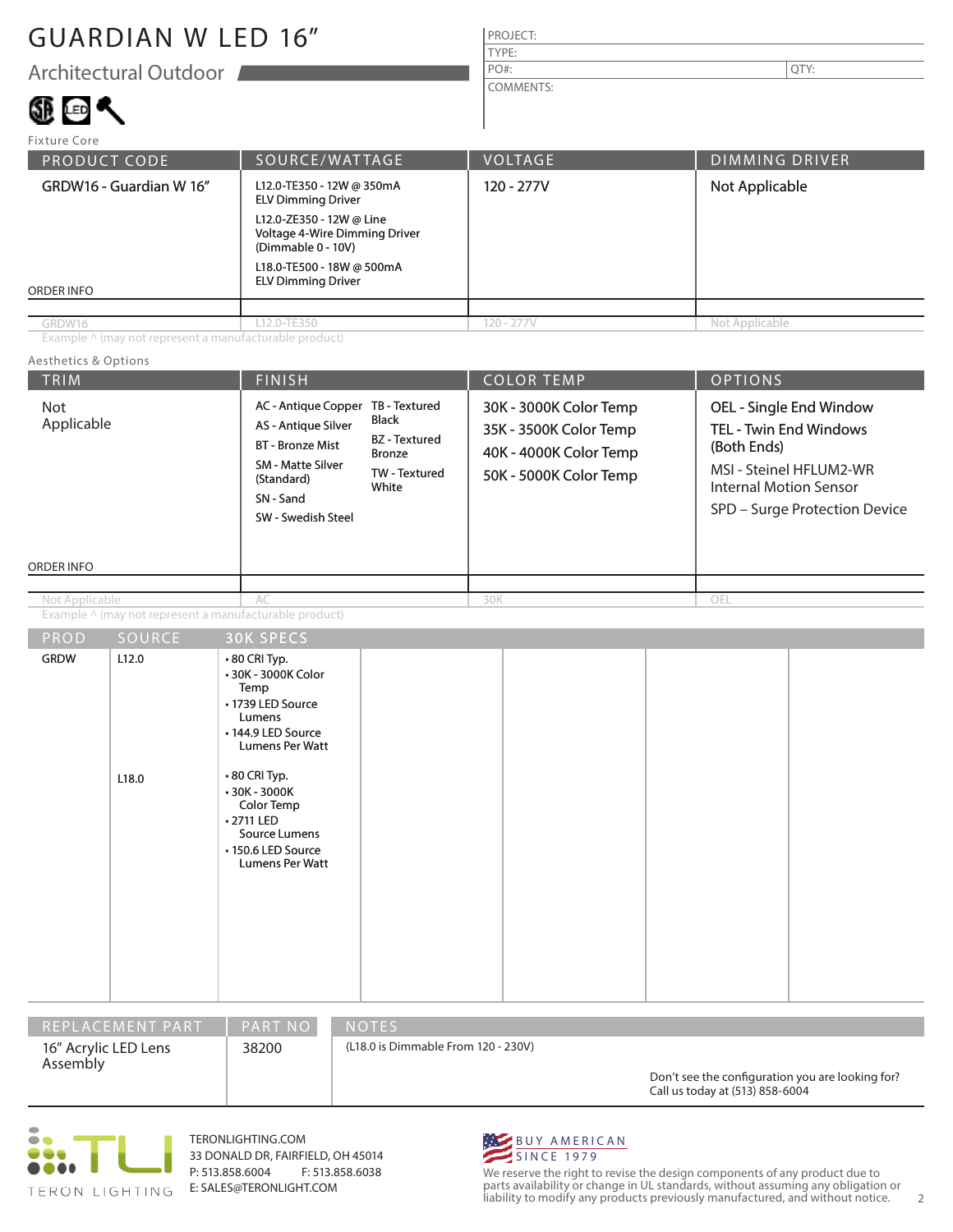# GUARDIAN W LED 16"

## Architectural Outdoor

| PROJECT: | |
|---|---|
| TYPE: | |
| PO#: | QTY: |
| COMMENTS: | |

Fixture Core

| PRODUCT CODE | SOURCE/WATTAGE | VOLTAGE | DIMMING DRIVER |
|---|---|---|---|
| GRDW16 - Guardian W 16" | L12.0-TE350 - 12W @ 350mA ELV Dimming Driver<br>L12.0-ZE350 - 12W @ Line Voltage 4-Wire Dimming Driver (Dimmable 0 - 10V)<br>L18.0-TE500 - 18W @ 500mA ELV Dimming Driver | 120 - 277V | Not Applicable |
| ORDER INFO | | | |
| GRDW16 | L12.0-TE350 | 120 - 277V | Not Applicable |

Example ^ (may not represent a manufacturable product)

Aesthetics & Options

| TRIM | FINISH | COLOR TEMP | OPTIONS |
|---|---|---|---|
| Not Applicable | AC - Antique Copper<br>AS - Antique Silver<br>BT - Bronze Mist<br>SM - Matte Silver (Standard)<br>SN - Sand<br>SW - Swedish Steel<br>TB - Textured Black<br>BZ - Textured Bronze<br>TW - Textured White | 30K - 3000K Color Temp<br>35K - 3500K Color Temp<br>40K - 4000K Color Temp<br>50K - 5000K Color Temp | OEL - Single End Window<br>TEL - Twin End Windows (Both Ends)<br>MSI - Steinel HFLUM2-WR Internal Motion Sensor<br>SPD – Surge Protection Device |
| ORDER INFO | | | |
| Not Applicable | AC | 30K | OEL |

Example ^ (may not represent a manufacturable product)

| PROD | SOURCE | 30K SPECS |
|---|---|---|
| GRDW | L12.0 | • 80 CRI Typ.<br>• 30K - 3000K Color Temp<br>• 1739 LED Source Lumens<br>• 144.9 LED Source Lumens Per Watt |
| | L18.0 | • 80 CRI Typ.<br>• 30K - 3000K Color Temp<br>• 2711 LED Source Lumens<br>• 150.6 LED Source Lumens Per Watt |

| REPLACEMENT PART | PART NO | NOTES |
|---|---|---|
| 16" Acrylic LED Lens Assembly | 38200 | (L18.0 is Dimmable From 120 - 230V) |

Don't see the configuration you are looking for? Call us today at (513) 858-6004

TERON LIGHTING

TERONLIGHTING.COM
33 DONALD DR, FAIRFIELD, OH 45014
P: 513.858.6004 F: 513.858.6038
E: SALES@TERONLIGHT.COM

BUY AMERICAN SINCE 1979

We reserve the right to revise the design components of any product due to parts availability or change in UL standards, without assuming any obligation or liability to modify any products previously manufactured, and without notice.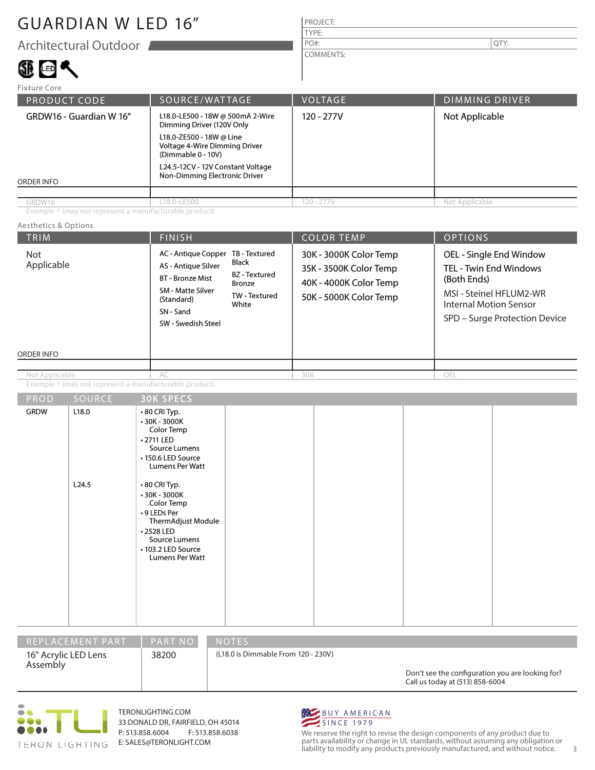# GUARDIAN W LED 16"

## Architectual Outdoor

| PROJECT: | |
|---|---|
| TYPE: | |
| PO#: | QTY: |
| COMMENTS: | |

Fixture Core

| PRODUCT CODE | SOURCE/WATTAGE | VOLTAGE | DIMMING DRIVER |
|---|---|---|---|
| GRDW16 - Guardian W 16" | L18.0-LE500 - 18W @ 500mA 2-Wire Dimming Driver (120V Only<br>L18.0-ZE500 - 18W @ Line Voltage 4-Wire Dimming Driver (Dimmable 0 - 10V)<br>L24.5-12CV - 12V Constant Voltage Non-Dimming Electronic Driver | 120 - 277V | Not Applicable |
| ORDER INFO | | | |
| GRDW16 | L18.0-LE500 | 120 - 277V | Not Applicable |

Example ^ (may not represent a manufacturable product)

Aesthetics & Options

| TRIM | FINISH | COLOR TEMP | OPTIONS |
|---|---|---|---|
| Not Applicable | AC - Antique Copper<br>AS - Antique Silver<br>BT - Bronze Mist<br>SM - Matte Silver (Standard)<br>SN - Sand<br>SW - Swedish Steel<br>TB - Textured Black<br>BZ - Textured Bronze<br>TW - Textured White | 30K - 3000K Color Temp<br>35K - 3500K Color Temp<br>40K - 4000K Color Temp<br>50K - 5000K Color Temp | OEL - Single End Window<br>TEL - Twin End Windows (Both Ends)<br>MSI - Steinel HFLUM2-WR Internal Motion Sensor<br>SPD – Surge Protection Device |
| ORDER INFO | | | |
| Not Applicable | AC | 30K | OEL |

Example ^ (may not represent a manufacturable product)

| PROD | SOURCE | 30K SPECS |
|---|---|---|
| GRDW | L18.0 | • 80 CRI Typ.<br>• 30K - 3000K Color Temp<br>• 2711 LED Source Lumens<br>• 150.6 LED Source Lumens Per Watt |
| | L24.5 | • 80 CRI Typ.<br>• 30K - 3000K Color Temp<br>• 9 LEDs Per ThermAdjust Module<br>• 2528 LED Source Lumens<br>• 103.2 LED Source Lumens Per Watt |

| REPLACEMENT PART | PART NO | NOTES |
|---|---|---|
| 16" Acrylic LED Lens Assembly | 38200 | (L18.0 is Dimmable From 120 - 230V) |

Don't see the configuration you are looking for? Call us today at (513) 858-6004

TERON LIGHTING

TERONLIGHTING.COM
33 DONALD DR, FAIRFIELD, OH 45014
P: 513.858.6004 F: 513.858.6038
E: SALES@TERONLIGHT.COM

BUY AMERICAN SINCE 1979

We reserve the right to revise the design components of any product due to parts availability or change in UL standards, without assuming any obligation or liability to modify any products previously manufactured, and without notice.